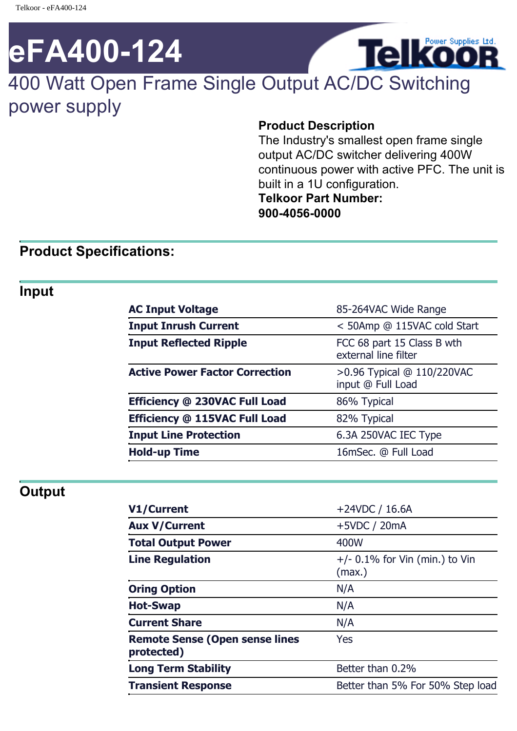# eFA400-124

## 400 Watt Open Frame Single Output AC/DC Switching power supply

**Product Description**
The Industry's smallest open frame single output AC/DC switcher delivering 400W continuous power with active PFC. The unit is built in a 1U configuration.
**Telkoor Part Number:**
**900-4056-0000**

## Product Specifications:

### Input

| | |
|---|---|
| **AC Input Voltage** | 85-264VAC Wide Range |
| **Input Inrush Current** | < 50Amp @ 115VAC cold Start |
| **Input Reflected Ripple** | FCC 68 part 15 Class B wth external line filter |
| **Active Power Factor Correction** | >0.96 Typical @ 110/220VAC input @ Full Load |
| **Efficiency @ 230VAC Full Load** | 86% Typical |
| **Efficiency @ 115VAC Full Load** | 82% Typical |
| **Input Line Protection** | 6.3A 250VAC IEC Type |
| **Hold-up Time** | 16mSec. @ Full Load |

### Output

| | |
|---|---|
| **V1/Current** | +24VDC / 16.6A |
| **Aux V/Current** | +5VDC / 20mA |
| **Total Output Power** | 400W |
| **Line Regulation** | +/- 0.1% for Vin (min.) to Vin (max.) |
| **Oring Option** | N/A |
| **Hot-Swap** | N/A |
| **Current Share** | N/A |
| **Remote Sense (Open sense lines protected)** | Yes |
| **Long Term Stability** | Better than 0.2% |
| **Transient Response** | Better than 5% For 50% Step load |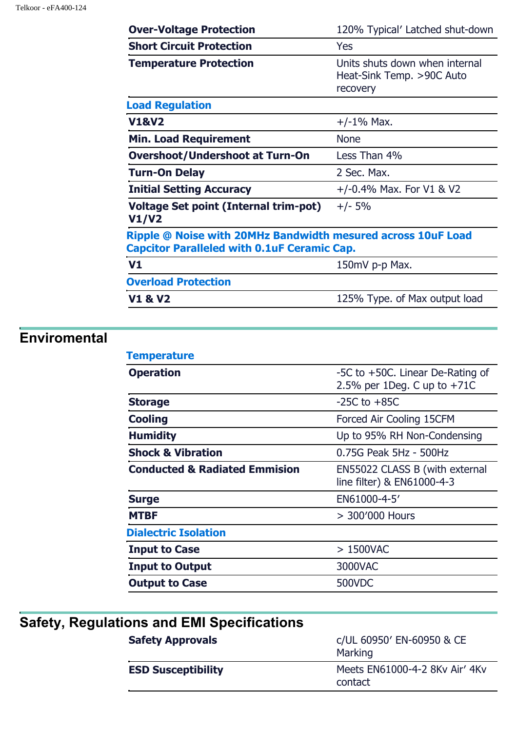| | |
|---|---|
| **Over-Voltage Protection** | 120% Typical' Latched shut-down |
| **Short Circuit Protection** | Yes |
| **Temperature Protection** | Units shuts down when internal Heat-Sink Temp. >90C Auto recovery |
| **Load Regulation** | |
| **V1&V2** | +/-1% Max. |
| **Min. Load Requirement** | None |
| **Overshoot/Undershoot at Turn-On** | Less Than 4% |
| **Turn-On Delay** | 2 Sec. Max. |
| **Initial Setting Accuracy** | +/-0.4% Max. For V1 & V2 |
| **Voltage Set point (Internal trim-pot) V1/V2** | +/- 5% |
| **Ripple @ Noise with 20MHz Bandwidth mesured across 10uF Load Capcitor Paralleled with 0.1uF Ceramic Cap.** | |
| **V1** | 150mV p-p Max. |
| **Overload Protection** | |
| **V1 & V2** | 125% Type. of Max output load |

## Enviromental

| | |
|---|---|
| **Temperature** | |
| **Operation** | -5C to +50C. Linear De-Rating of 2.5% per 1Deg. C up to +71C |
| **Storage** | -25C to +85C |
| **Cooling** | Forced Air Cooling 15CFM |
| **Humidity** | Up to 95% RH Non-Condensing |
| **Shock & Vibration** | 0.75G Peak 5Hz - 500Hz |
| **Conducted & Radiated Emmision** | EN55022 CLASS B (with external line filter) & EN61000-4-3 |
| **Surge** | EN61000-4-5' |
| **MTBF** | > 300'000 Hours |
| **Dialectric Isolation** | |
| **Input to Case** | > 1500VAC |
| **Input to Output** | 3000VAC |
| **Output to Case** | 500VDC |

## Safety, Regulations and EMI Specifications

| | |
|---|---|
| **Safety Approvals** | c/UL 60950' EN-60950 & CE Marking |
| **ESD Susceptibility** | Meets EN61000-4-2 8Kv Air' 4Kv contact |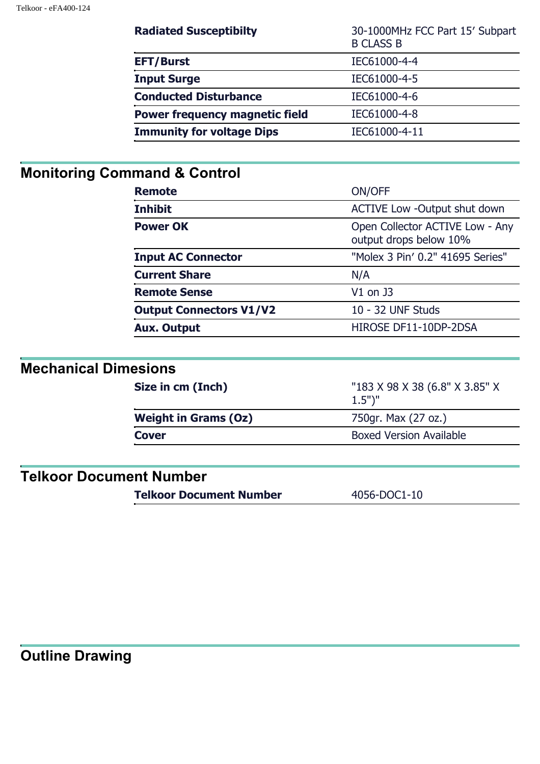| | |
|---|---|
| **Radiated Susceptibilty** | 30-1000MHz FCC Part 15' Subpart B CLASS B |
| **EFT/Burst** | IEC61000-4-4 |
| **Input Surge** | IEC61000-4-5 |
| **Conducted Disturbance** | IEC61000-4-6 |
| **Power frequency magnetic field** | IEC61000-4-8 |
| **Immunity for voltage Dips** | IEC61000-4-11 |

## Monitoring Command & Control

| | |
|---|---|
| **Remote** | ON/OFF |
| **Inhibit** | ACTIVE Low -Output shut down |
| **Power OK** | Open Collector ACTIVE Low - Any output drops below 10% |
| **Input AC Connector** | "Molex 3 Pin' 0.2" 41695 Series" |
| **Current Share** | N/A |
| **Remote Sense** | V1 on J3 |
| **Output Connectors V1/V2** | 10 - 32 UNF Studs |
| **Aux. Output** | HIROSE DF11-10DP-2DSA |

## Mechanical Dimesions

| | |
|---|---|
| **Size in cm (Inch)** | "183 X 98 X 38 (6.8" X 3.85" X 1.5")" |
| **Weight in Grams (Oz)** | 750gr. Max (27 oz.) |
| **Cover** | Boxed Version Available |

## Telkoor Document Number

| | |
|---|---|
| **Telkoor Document Number** | 4056-DOC1-10 |

## Outline Drawing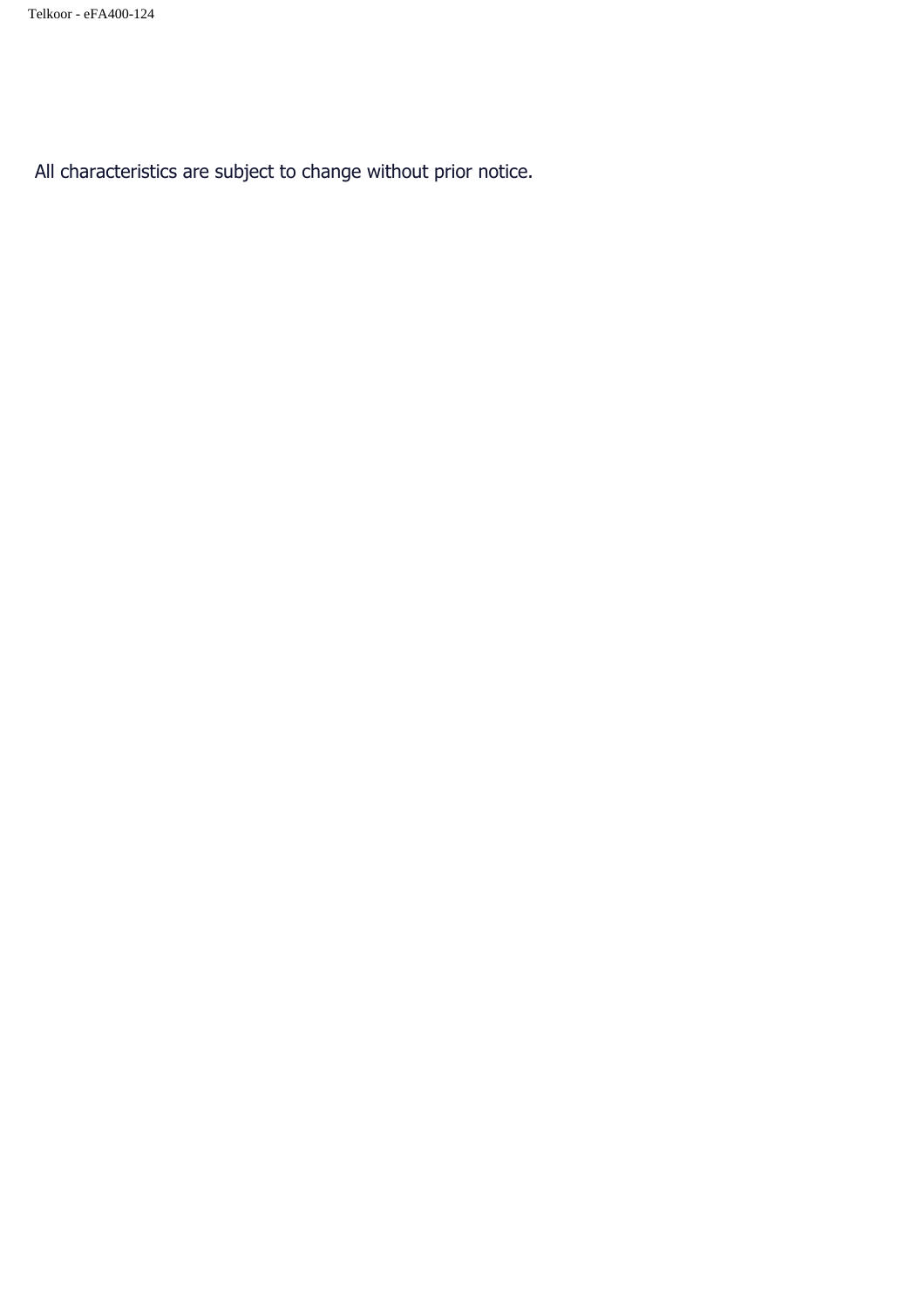All characteristics are subject to change without prior notice.